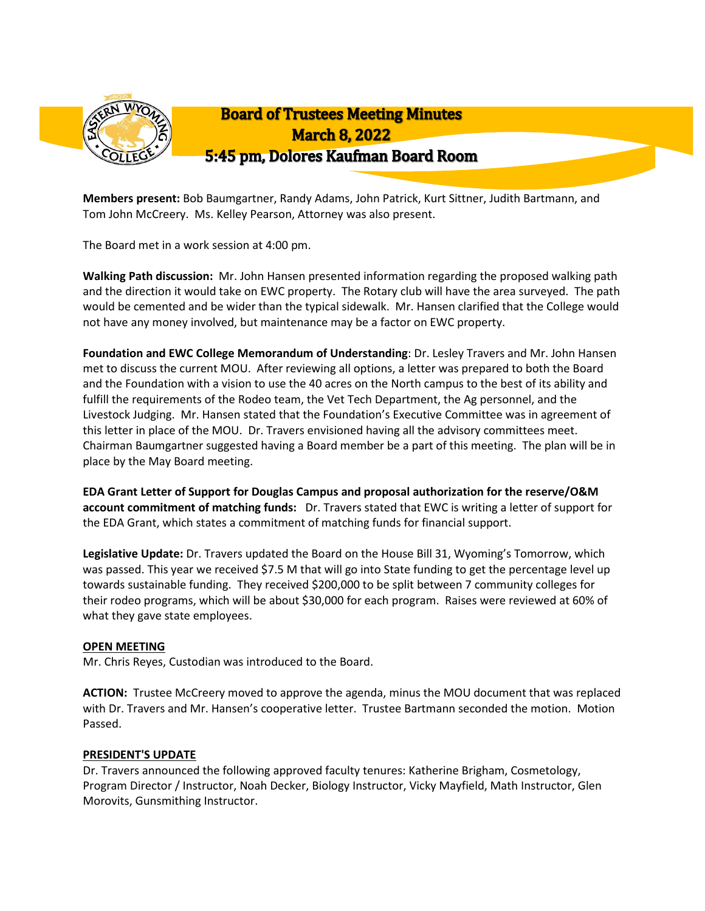# Board of Trustees Meeting Minutes
## March 8, 2022
## 5:45 pm, Dolores Kaufman Board Room

**Members present:** Bob Baumgartner, Randy Adams, John Patrick, Kurt Sittner, Judith Bartmann, and Tom John McCreery. Ms. Kelley Pearson, Attorney was also present.

The Board met in a work session at 4:00 pm.

**Walking Path discussion:** Mr. John Hansen presented information regarding the proposed walking path and the direction it would take on EWC property. The Rotary club will have the area surveyed. The path would be cemented and be wider than the typical sidewalk. Mr. Hansen clarified that the College would not have any money involved, but maintenance may be a factor on EWC property.

**Foundation and EWC College Memorandum of Understanding**: Dr. Lesley Travers and Mr. John Hansen met to discuss the current MOU. After reviewing all options, a letter was prepared to both the Board and the Foundation with a vision to use the 40 acres on the North campus to the best of its ability and fulfill the requirements of the Rodeo team, the Vet Tech Department, the Ag personnel, and the Livestock Judging. Mr. Hansen stated that the Foundation's Executive Committee was in agreement of this letter in place of the MOU. Dr. Travers envisioned having all the advisory committees meet. Chairman Baumgartner suggested having a Board member be a part of this meeting. The plan will be in place by the May Board meeting.

**EDA Grant Letter of Support for Douglas Campus and proposal authorization for the reserve/O&M account commitment of matching funds:** Dr. Travers stated that EWC is writing a letter of support for the EDA Grant, which states a commitment of matching funds for financial support.

**Legislative Update:** Dr. Travers updated the Board on the House Bill 31, Wyoming's Tomorrow, which was passed. This year we received $7.5 M that will go into State funding to get the percentage level up towards sustainable funding. They received $200,000 to be split between 7 community colleges for their rodeo programs, which will be about $30,000 for each program. Raises were reviewed at 60% of what they gave state employees.

**OPEN MEETING**

Mr. Chris Reyes, Custodian was introduced to the Board.

**ACTION:** Trustee McCreery moved to approve the agenda, minus the MOU document that was replaced with Dr. Travers and Mr. Hansen's cooperative letter. Trustee Bartmann seconded the motion. Motion Passed.

**PRESIDENT'S UPDATE**

Dr. Travers announced the following approved faculty tenures: Katherine Brigham, Cosmetology, Program Director / Instructor, Noah Decker, Biology Instructor, Vicky Mayfield, Math Instructor, Glen Morovits, Gunsmithing Instructor.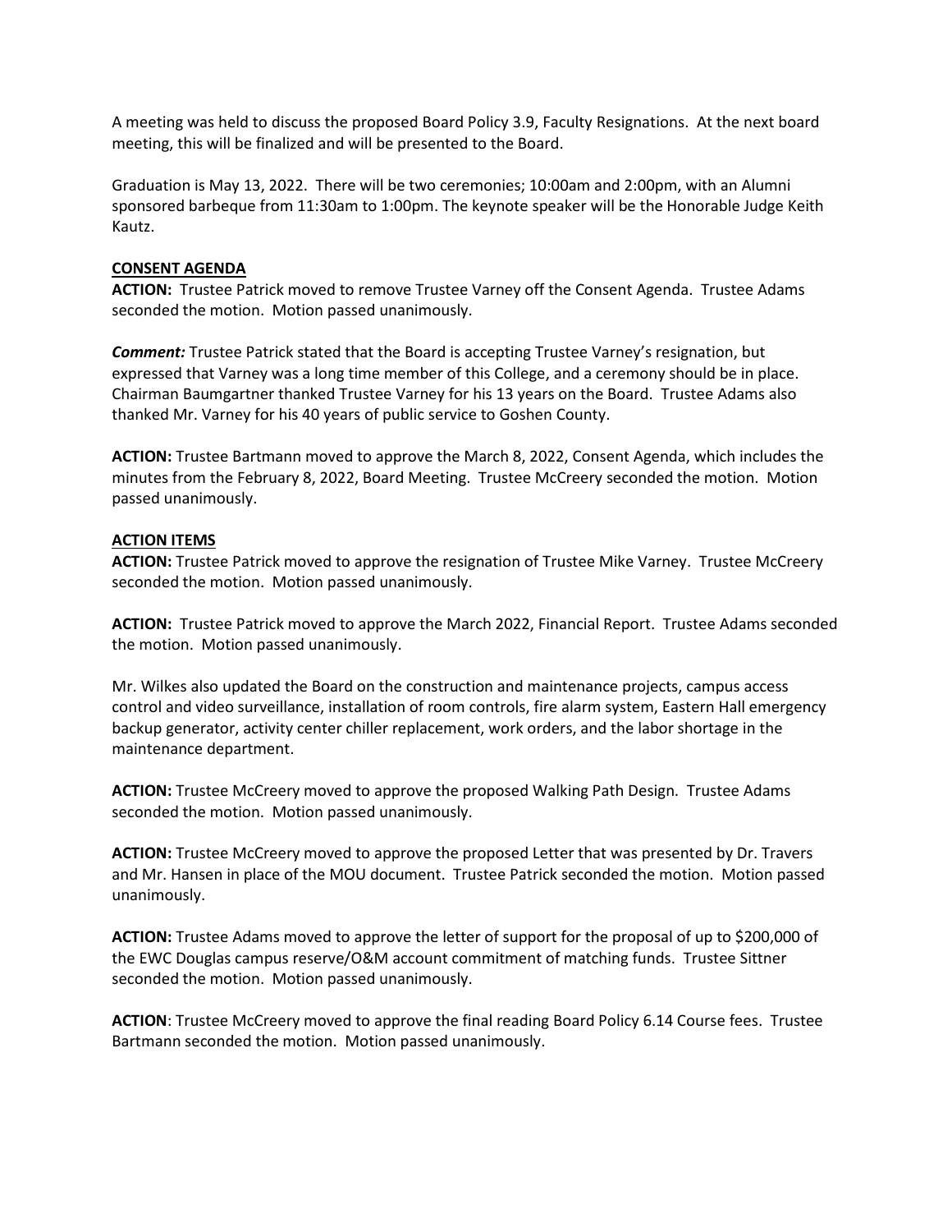A meeting was held to discuss the proposed Board Policy 3.9, Faculty Resignations. At the next board meeting, this will be finalized and will be presented to the Board.

Graduation is May 13, 2022. There will be two ceremonies; 10:00am and 2:00pm, with an Alumni sponsored barbeque from 11:30am to 1:00pm. The keynote speaker will be the Honorable Judge Keith Kautz.

**CONSENT AGENDA**

**ACTION:** Trustee Patrick moved to remove Trustee Varney off the Consent Agenda. Trustee Adams seconded the motion. Motion passed unanimously.

***Comment:*** Trustee Patrick stated that the Board is accepting Trustee Varney's resignation, but expressed that Varney was a long time member of this College, and a ceremony should be in place. Chairman Baumgartner thanked Trustee Varney for his 13 years on the Board. Trustee Adams also thanked Mr. Varney for his 40 years of public service to Goshen County.

**ACTION:** Trustee Bartmann moved to approve the March 8, 2022, Consent Agenda, which includes the minutes from the February 8, 2022, Board Meeting. Trustee McCreery seconded the motion. Motion passed unanimously.

**ACTION ITEMS**

**ACTION:** Trustee Patrick moved to approve the resignation of Trustee Mike Varney. Trustee McCreery seconded the motion. Motion passed unanimously.

**ACTION:** Trustee Patrick moved to approve the March 2022, Financial Report. Trustee Adams seconded the motion. Motion passed unanimously.

Mr. Wilkes also updated the Board on the construction and maintenance projects, campus access control and video surveillance, installation of room controls, fire alarm system, Eastern Hall emergency backup generator, activity center chiller replacement, work orders, and the labor shortage in the maintenance department.

**ACTION:** Trustee McCreery moved to approve the proposed Walking Path Design. Trustee Adams seconded the motion. Motion passed unanimously.

**ACTION:** Trustee McCreery moved to approve the proposed Letter that was presented by Dr. Travers and Mr. Hansen in place of the MOU document. Trustee Patrick seconded the motion. Motion passed unanimously.

**ACTION:** Trustee Adams moved to approve the letter of support for the proposal of up to $200,000 of the EWC Douglas campus reserve/O&M account commitment of matching funds. Trustee Sittner seconded the motion. Motion passed unanimously.

**ACTION**: Trustee McCreery moved to approve the final reading Board Policy 6.14 Course fees. Trustee Bartmann seconded the motion. Motion passed unanimously.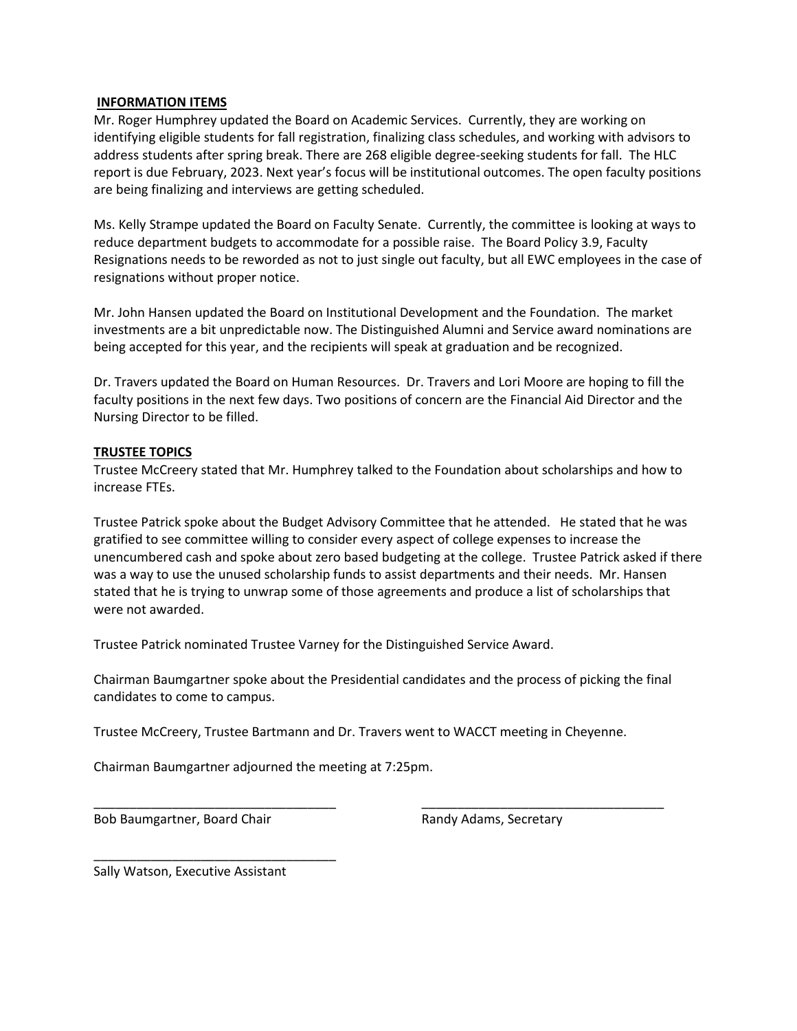**INFORMATION ITEMS**

Mr. Roger Humphrey updated the Board on Academic Services. Currently, they are working on identifying eligible students for fall registration, finalizing class schedules, and working with advisors to address students after spring break. There are 268 eligible degree-seeking students for fall. The HLC report is due February, 2023. Next year's focus will be institutional outcomes. The open faculty positions are being finalizing and interviews are getting scheduled.

Ms. Kelly Strampe updated the Board on Faculty Senate. Currently, the committee is looking at ways to reduce department budgets to accommodate for a possible raise. The Board Policy 3.9, Faculty Resignations needs to be reworded as not to just single out faculty, but all EWC employees in the case of resignations without proper notice.

Mr. John Hansen updated the Board on Institutional Development and the Foundation. The market investments are a bit unpredictable now. The Distinguished Alumni and Service award nominations are being accepted for this year, and the recipients will speak at graduation and be recognized.

Dr. Travers updated the Board on Human Resources. Dr. Travers and Lori Moore are hoping to fill the faculty positions in the next few days. Two positions of concern are the Financial Aid Director and the Nursing Director to be filled.

**TRUSTEE TOPICS**

Trustee McCreery stated that Mr. Humphrey talked to the Foundation about scholarships and how to increase FTEs.

Trustee Patrick spoke about the Budget Advisory Committee that he attended. He stated that he was gratified to see committee willing to consider every aspect of college expenses to increase the unencumbered cash and spoke about zero based budgeting at the college. Trustee Patrick asked if there was a way to use the unused scholarship funds to assist departments and their needs. Mr. Hansen stated that he is trying to unwrap some of those agreements and produce a list of scholarships that were not awarded.

Trustee Patrick nominated Trustee Varney for the Distinguished Service Award.

Chairman Baumgartner spoke about the Presidential candidates and the process of picking the final candidates to come to campus.

Trustee McCreery, Trustee Bartmann and Dr. Travers went to WACCT meeting in Cheyenne.

Chairman Baumgartner adjourned the meeting at 7:25pm.

___________________________________ ___________________________________

Bob Baumgartner, Board Chair Randy Adams, Secretary

___________________________________

Sally Watson, Executive Assistant